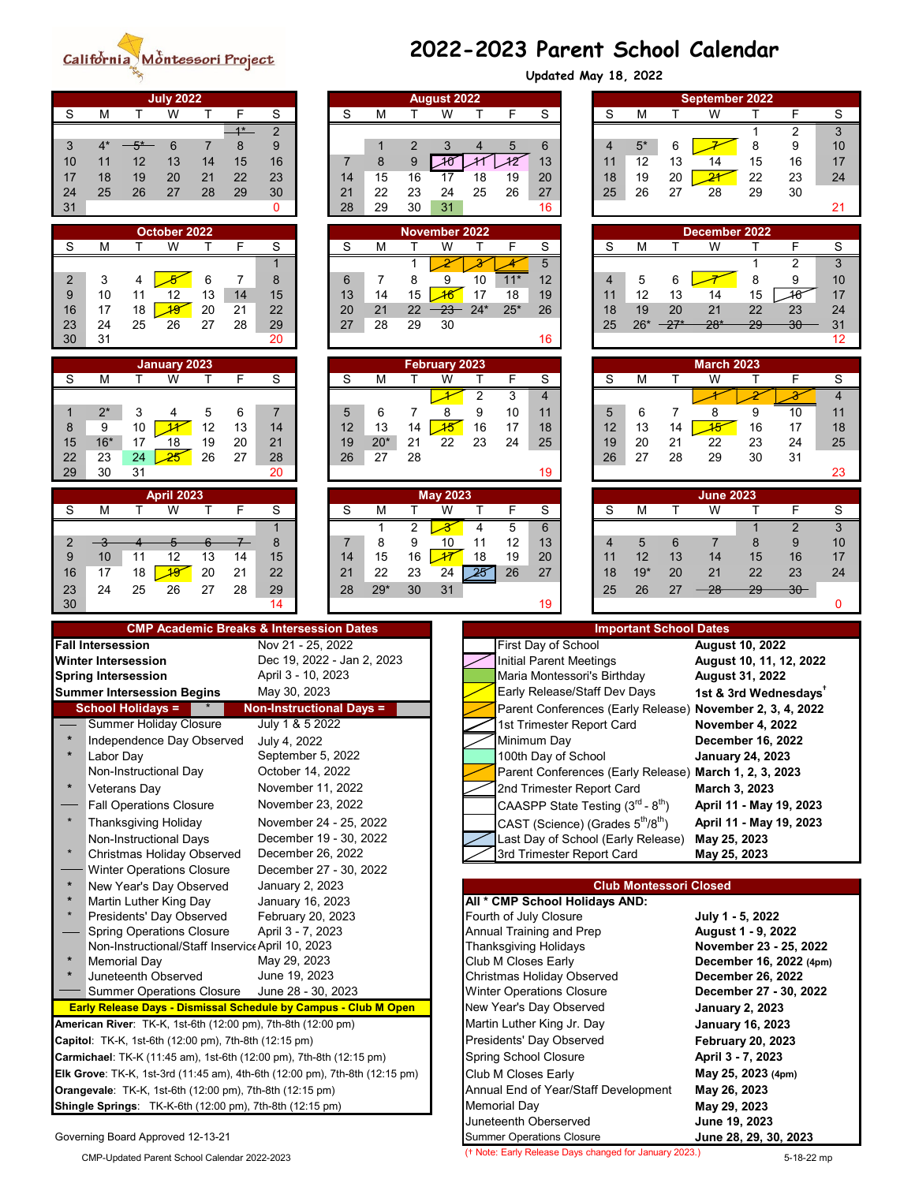# 2022-2023 Parent School Calendar

California Montessori Project

Updated May 18, 2022

### July 2022

| S | M | T | W | T | F | S |
|---|---|---|---|---|---|---|
| | | | | | 1* | 2 |
| 3 | 4* | 5* | 6 | 7 | 8 | 9 |
| 10 | 11 | 12 | 13 | 14 | 15 | 16 |
| 17 | 18 | 19 | 20 | 21 | 22 | 23 |
| 24 | 25 | 26 | 27 | 28 | 29 | 30 |
| 31 | | | | | | 0 |

### August 2022

| S | M | T | W | T | F | S |
|---|---|---|---|---|---|---|
| | 1 | 2 | 3 | 4 | 5 | 6 |
| 7 | 8 | 9 | 10 | 11 | 12 | 13 |
| 14 | 15 | 16 | 17 | 18 | 19 | 20 |
| 21 | 22 | 23 | 24 | 25 | 26 | 27 |
| 28 | 29 | 30 | 31 | | | 16 |

### September 2022

| S | M | T | W | T | F | S |
|---|---|---|---|---|---|---|
| | | | | 1 | 2 | 3 |
| 4 | 5* | 6 | 7 | 8 | 9 | 10 |
| 11 | 12 | 13 | 14 | 15 | 16 | 17 |
| 18 | 19 | 20 | 21 | 22 | 23 | 24 |
| 25 | 26 | 27 | 28 | 29 | 30 | 21 |

### October 2022

| S | M | T | W | T | F | S |
|---|---|---|---|---|---|---|
| | | | | | | 1 |
| 2 | 3 | 4 | 5 | 6 | 7 | 8 |
| 9 | 10 | 11 | 12 | 13 | 14 | 15 |
| 16 | 17 | 18 | 19 | 20 | 21 | 22 |
| 23 | 24 | 25 | 26 | 27 | 28 | 29 |
| 30 | 31 | | | | | 20 |

### November 2022

| S | M | T | W | T | F | S |
|---|---|---|---|---|---|---|
| | | 1 | 2 | 3 | 4 | 5 |
| 6 | 7 | 8 | 9 | 10 | 11* | 12 |
| 13 | 14 | 15 | 16 | 17 | 18 | 19 |
| 20 | 21 | 22 | 23 | 24* | 25* | 26 |
| 27 | 28 | 29 | 30 | | | 16 |

### December 2022

| S | M | T | W | T | F | S |
|---|---|---|---|---|---|---|
| | | | | 1 | 2 | 3 |
| 4 | 5 | 6 | 7 | 8 | 9 | 10 |
| 11 | 12 | 13 | 14 | 15 | 16 | 17 |
| 18 | 19 | 20 | 21 | 22 | 23 | 24 |
| 25 | 26* | 27* | 28* | 29 | 30 | 31 |
| | | | | | | 12 |

### January 2023

| S | M | T | W | T | F | S |
|---|---|---|---|---|---|---|
| 1 | 2* | 3 | 4 | 5 | 6 | 7 |
| 8 | 9 | 10 | 11 | 12 | 13 | 14 |
| 15 | 16* | 17 | 18 | 19 | 20 | 21 |
| 22 | 23 | 24 | 25 | 26 | 27 | 28 |
| 29 | 30 | 31 | | | | 20 |

### February 2023

| S | M | T | W | T | F | S |
|---|---|---|---|---|---|---|
| | | | 1 | 2 | 3 | 4 |
| 5 | 6 | 7 | 8 | 9 | 10 | 11 |
| 12 | 13 | 14 | 15 | 16 | 17 | 18 |
| 19 | 20* | 21 | 22 | 23 | 24 | 25 |
| 26 | 27 | 28 | | | | 19 |

### March 2023

| S | M | T | W | T | F | S |
|---|---|---|---|---|---|---|
| | | | 1 | 2 | 3 | 4 |
| 5 | 6 | 7 | 8 | 9 | 10 | 11 |
| 12 | 13 | 14 | 15 | 16 | 17 | 18 |
| 19 | 20 | 21 | 22 | 23 | 24 | 25 |
| 26 | 27 | 28 | 29 | 30 | 31 | 23 |

### April 2023

| S | M | T | W | T | F | S |
|---|---|---|---|---|---|---|
| | | | | | | 1 |
| 2 | 3 | 4 | 5 | 6 | 7 | 8 |
| 9 | 10 | 11 | 12 | 13 | 14 | 15 |
| 16 | 17 | 18 | 19 | 20 | 21 | 22 |
| 23 | 24 | 25 | 26 | 27 | 28 | 29 |
| 30 | | | | | | 14 |

### May 2023

| S | M | T | W | T | F | S |
|---|---|---|---|---|---|---|
| | 1 | 2 | 3 | 4 | 5 | 6 |
| 7 | 8 | 9 | 10 | 11 | 12 | 13 |
| 14 | 15 | 16 | 17 | 18 | 19 | 20 |
| 21 | 22 | 23 | 24 | 25 | 26 | 27 |
| 28 | 29* | 30 | 31 | | | 19 |

### June 2023

| S | M | T | W | T | F | S |
|---|---|---|---|---|---|---|
| | | | | 1 | 2 | 3 |
| 4 | 5 | 6 | 7 | 8 | 9 | 10 |
| 11 | 12 | 13 | 14 | 15 | 16 | 17 |
| 18 | 19* | 20 | 21 | 22 | 23 | 24 |
| 25 | 26 | 27 | 28 | 29 | 30 | 0 |

## CMP Academic Breaks & Intersession Dates

| | |
|---|---|
| **Fall Intersession** | Nov 21 - 25, 2022 |
| **Winter Intersession** | Dec 19, 2022 - Jan 2, 2023 |
| **Spring Intersession** | April 3 - 10, 2023 |
| **Summer Intersession Begins** | May 30, 2023 |

**School Holidays = \*** | **Non-Instructional Days =**

| | | |
|---|---|---|
| — | Summer Holiday Closure | July 1 & 5 2022 |
| * | Independence Day Observed | July 4, 2022 |
| * | Labor Day | September 5, 2022 |
| | Non-Instructional Day | October 14, 2022 |
| * | Veterans Day | November 11, 2022 |
| — | Fall Operations Closure | November 23, 2022 |
| * | Thanksgiving Holiday | November 24 - 25, 2022 |
| | Non-Instructional Days | December 19 - 30, 2022 |
| * | Christmas Holiday Observed | December 26, 2022 |
| — | Winter Operations Closure | December 27 - 30, 2022 |
| * | New Year's Day Observed | January 2, 2023 |
| * | Martin Luther King Day | January 16, 2023 |
| * | Presidents' Day Observed | February 20, 2023 |
| — | Spring Operations Closure | April 3 - 7, 2023 |
| | Non-Instructional/Staff Inservice | April 10, 2023 |
| * | Memorial Day | May 29, 2023 |
| * | Juneteenth Observed | June 19, 2023 |
| — | Summer Operations Closure | June 28 - 30, 2023 |

**Early Release Days - Dismissal Schedule by Campus - Club M Open**

**American River**: TK-K, 1st-6th (12:00 pm), 7th-8th (12:00 pm)

**Capitol**: TK-K, 1st-6th (12:00 pm), 7th-8th (12:15 pm)

**Carmichael**: TK-K (11:45 am), 1st-6th (12:00 pm), 7th-8th (12:15 pm)

**Elk Grove**: TK-K, 1st-3rd (11:45 am), 4th-6th (12:00 pm), 7th-8th (12:15 pm)

**Orangevale**: TK-K, 1st-6th (12:00 pm), 7th-8th (12:15 pm)

**Shingle Springs**: TK-K-6th (12:00 pm), 7th-8th (12:15 pm)

Governing Board Approved 12-13-21

CMP-Updated Parent School Calendar 2022-2023

## Important School Dates

| Event | Date |
|---|---|
| First Day of School | **August 10, 2022** |
| Initial Parent Meetings | **August 10, 11, 12, 2022** |
| Maria Montessori's Birthday | **August 31, 2022** |
| Early Release/Staff Dev Days | **1st & 3rd Wednesdays†** |
| Parent Conferences (Early Release) | **November 2, 3, 4, 2022** |
| 1st Trimester Report Card | **November 4, 2022** |
| Minimum Day | **December 16, 2022** |
| 100th Day of School | **January 24, 2023** |
| Parent Conferences (Early Release) | **March 1, 2, 3, 2023** |
| 2nd Trimester Report Card | **March 3, 2023** |
| CAASPP State Testing (3rd - 8th) | **April 11 - May 19, 2023** |
| CAST (Science) (Grades 5th/8th) | **April 11 - May 19, 2023** |
| Last Day of School (Early Release) | **May 25, 2023** |
| 3rd Trimester Report Card | **May 25, 2023** |

## Club Montessori Closed

**All \* CMP School Holidays AND:**

| | |
|---|---|
| Fourth of July Closure | **July 1 - 5, 2022** |
| Annual Training and Prep | **August 1 - 9, 2022** |
| Thanksgiving Holidays | **November 23 - 25, 2022** |
| Club M Closes Early | **December 16, 2022 (4pm)** |
| Christmas Holiday Observed | **December 26, 2022** |
| Winter Operations Closure | **December 27 - 30, 2022** |
| New Year's Day Observed | **January 2, 2023** |
| Martin Luther King Jr. Day | **January 16, 2023** |
| Presidents' Day Observed | **February 20, 2023** |
| Spring School Closure | **April 3 - 7, 2023** |
| Club M Closes Early | **May 25, 2023 (4pm)** |
| Annual End of Year/Staff Development | **May 26, 2023** |
| Memorial Day | **May 29, 2023** |
| Juneteenth Oberserved | **June 19, 2023** |
| Summer Operations Closure | **June 28, 29, 30, 2023** |

(† Note: Early Release Days changed for January 2023.)

5-18-22 mp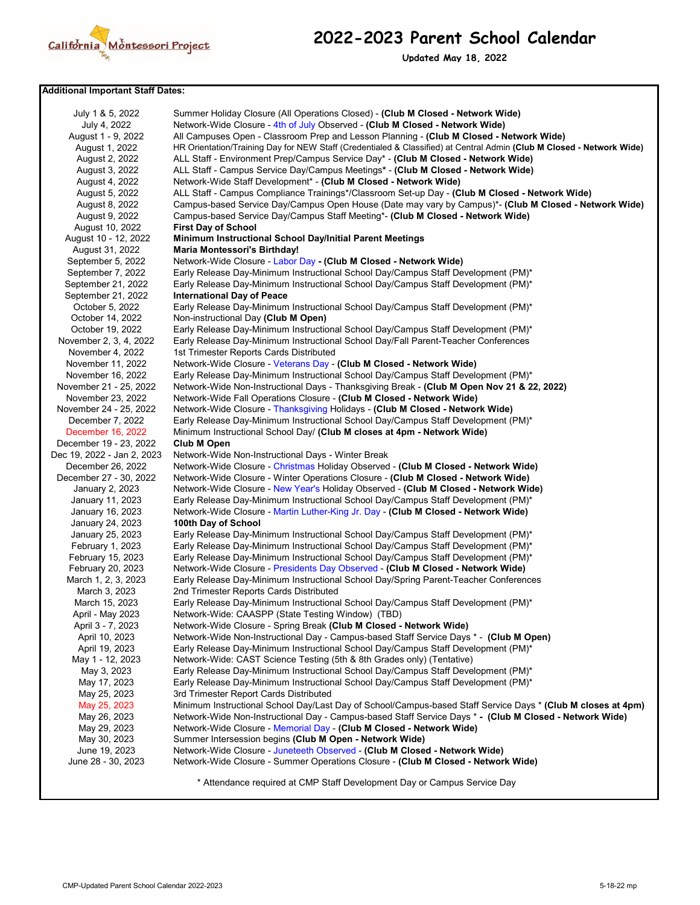California Montessori Project

# 2022-2023 Parent School Calendar

**Updated May 18, 2022**

**Additional Important Staff Dates:**

| | |
|---|---|
| July 1 & 5, 2022 | Summer Holiday Closure (All Operations Closed) - **(Club M Closed - Network Wide)** |
| July 4, 2022 | Network-Wide Closure - 4th of July Observed - **(Club M Closed - Network Wide)** |
| August 1 - 9, 2022 | All Campuses Open - Classroom Prep and Lesson Planning - **(Club M Closed - Network Wide)** |
| August 1, 2022 | HR Orientation/Training Day for NEW Staff (Credentialed & Classified) at Central Admin **(Club M Closed - Network Wide)** |
| August 2, 2022 | ALL Staff - Environment Prep/Campus Service Day* - **(Club M Closed - Network Wide)** |
| August 3, 2022 | ALL Staff - Campus Service Day/Campus Meetings* - **(Club M Closed - Network Wide)** |
| August 4, 2022 | Network-Wide Staff Development* - **(Club M Closed - Network Wide)** |
| August 5, 2022 | ALL Staff - Campus Compliance Trainings*/Classroom Set-up Day - **(Club M Closed - Network Wide)** |
| August 8, 2022 | Campus-based Service Day/Campus Open House (Date may vary by Campus)*- **(Club M Closed - Network Wide)** |
| August 9, 2022 | Campus-based Service Day/Campus Staff Meeting*- **(Club M Closed - Network Wide)** |
| August 10, 2022 | **First Day of School** |
| August 10 - 12, 2022 | **Minimum Instructional School Day/Initial Parent Meetings** |
| August 31, 2022 | **Maria Montessori's Birthday!** |
| September 5, 2022 | Network-Wide Closure - Labor Day **- (Club M Closed - Network Wide)** |
| September 7, 2022 | Early Release Day-Minimum Instructional School Day/Campus Staff Development (PM)* |
| September 21, 2022 | Early Release Day-Minimum Instructional School Day/Campus Staff Development (PM)* |
| September 21, 2022 | **International Day of Peace** |
| October 5, 2022 | Early Release Day-Minimum Instructional School Day/Campus Staff Development (PM)* |
| October 14, 2022 | Non-instructional Day **(Club M Open)** |
| October 19, 2022 | Early Release Day-Minimum Instructional School Day/Campus Staff Development (PM)* |
| November 2, 3, 4, 2022 | Early Release Day-Minimum Instructional School Day/Fall Parent-Teacher Conferences |
| November 4, 2022 | 1st Trimester Reports Cards Distributed |
| November 11, 2022 | Network-Wide Closure - Veterans Day - **(Club M Closed - Network Wide)** |
| November 16, 2022 | Early Release Day-Minimum Instructional School Day/Campus Staff Development (PM)* |
| November 21 - 25, 2022 | Network-Wide Non-Instructional Days - Thanksgiving Break - **(Club M Open Nov 21 & 22, 2022)** |
| November 23, 2022 | Network-Wide Fall Operations Closure - **(Club M Closed - Network Wide)** |
| November 24 - 25, 2022 | Network-Wide Closure - Thanksgiving Holidays - **(Club M Closed - Network Wide)** |
| December 7, 2022 | Early Release Day-Minimum Instructional School Day/Campus Staff Development (PM)* |
| December 16, 2022 | Minimum Instructional School Day/ **(Club M closes at 4pm - Network Wide)** |
| December 19 - 23, 2022 | **Club M Open** |
| Dec 19, 2022 - Jan 2, 2023 | Network-Wide Non-Instructional Days - Winter Break |
| December 26, 2022 | Network-Wide Closure - Christmas Holiday Observed - **(Club M Closed - Network Wide)** |
| December 27 - 30, 2022 | Network-Wide Closure - Winter Operations Closure - **(Club M Closed - Network Wide)** |
| January 2, 2023 | Network-Wide Closure - New Year's Holiday Observed - **(Club M Closed - Network Wide)** |
| January 11, 2023 | Early Release Day-Minimum Instructional School Day/Campus Staff Development (PM)* |
| January 16, 2023 | Network-Wide Closure - Martin Luther-King Jr. Day - **(Club M Closed - Network Wide)** |
| January 24, 2023 | **100th Day of School** |
| January 25, 2023 | Early Release Day-Minimum Instructional School Day/Campus Staff Development (PM)* |
| February 1, 2023 | Early Release Day-Minimum Instructional School Day/Campus Staff Development (PM)* |
| February 15, 2023 | Early Release Day-Minimum Instructional School Day/Campus Staff Development (PM)* |
| February 20, 2023 | Network-Wide Closure - Presidents Day Observed - **(Club M Closed - Network Wide)** |
| March 1, 2, 3, 2023 | Early Release Day-Minimum Instructional School Day/Spring Parent-Teacher Conferences |
| March 3, 2023 | 2nd Trimester Reports Cards Distributed |
| March 15, 2023 | Early Release Day-Minimum Instructional School Day/Campus Staff Development (PM)* |
| April - May 2023 | Network-Wide: CAASPP (State Testing Window) (TBD) |
| April 3 - 7, 2023 | Network-Wide Closure - Spring Break **(Club M Closed - Network Wide)** |
| April 10, 2023 | Network-Wide Non-Instructional Day - Campus-based Staff Service Days * - **(Club M Open)** |
| April 19, 2023 | Early Release Day-Minimum Instructional School Day/Campus Staff Development (PM)* |
| May 1 - 12, 2023 | Network-Wide: CAST Science Testing (5th & 8th Grades only) (Tentative) |
| May 3, 2023 | Early Release Day-Minimum Instructional School Day/Campus Staff Development (PM)* |
| May 17, 2023 | Early Release Day-Minimum Instructional School Day/Campus Staff Development (PM)* |
| May 25, 2023 | 3rd Trimester Report Cards Distributed |
| May 25, 2023 | Minimum Instructional School Day/Last Day of School/Campus-based Staff Service Days * **(Club M closes at 4pm)** |
| May 26, 2023 | Network-Wide Non-Instructional Day - Campus-based Staff Service Days * **- (Club M Closed - Network Wide)** |
| May 29, 2023 | Network-Wide Closure - Memorial Day - **(Club M Closed - Network Wide)** |
| May 30, 2023 | Summer Intersession begins **(Club M Open - Network Wide)** |
| June 19, 2023 | Network-Wide Closure - Juneteeth Observed - **(Club M Closed - Network Wide)** |
| June 28 - 30, 2023 | Network-Wide Closure - Summer Operations Closure - **(Club M Closed - Network Wide)** |

\* Attendance required at CMP Staff Development Day or Campus Service Day

CMP-Updated Parent School Calendar 2022-2023 — 5-18-22 mp